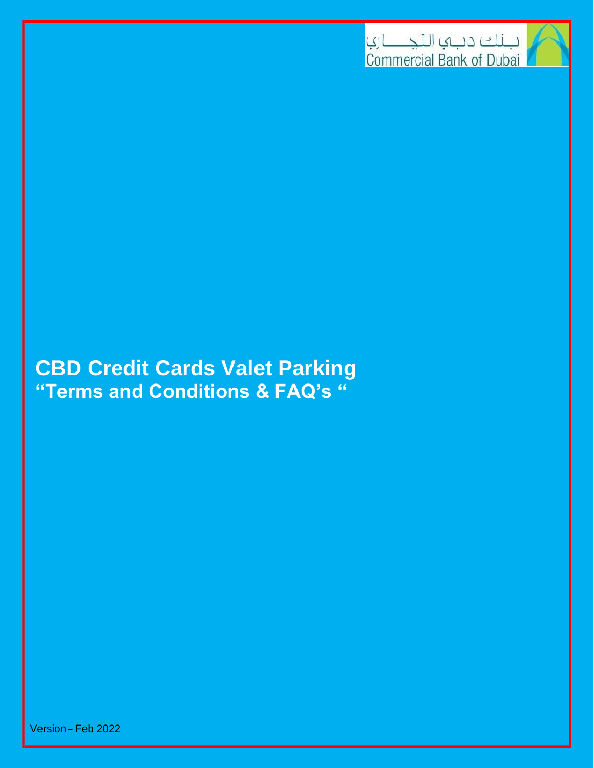بـنـك دبـي التجـــاري
Commercial Bank of Dubai

# CBD Credit Cards Valet Parking
## "Terms and Conditions & FAQ's "

Version – Feb 2022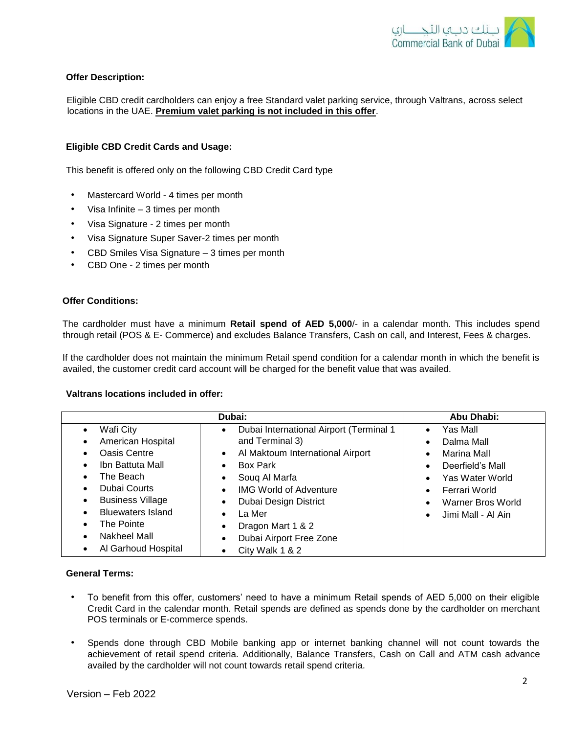**Offer Description:**

Eligible CBD credit cardholders can enjoy a free Standard valet parking service, through Valtrans, across select locations in the UAE. **Premium valet parking is not included in this offer**.

**Eligible CBD Credit Cards and Usage:**

This benefit is offered only on the following CBD Credit Card type

- Mastercard World - 4 times per month
- Visa Infinite – 3 times per month
- Visa Signature - 2 times per month
- Visa Signature Super Saver-2 times per month
- CBD Smiles Visa Signature – 3 times per month
- CBD One - 2 times per month

**Offer Conditions:**

The cardholder must have a minimum **Retail spend of AED 5,000**/- in a calendar month. This includes spend through retail (POS & E- Commerce) and excludes Balance Transfers, Cash on call, and Interest, Fees & charges.

If the cardholder does not maintain the minimum Retail spend condition for a calendar month in which the benefit is availed, the customer credit card account will be charged for the benefit value that was availed.

**Valtrans locations included in offer:**

| Dubai: | | Abu Dhabi: |
|---|---|---|
| • Wafi City<br>• American Hospital<br>• Oasis Centre<br>• Ibn Battuta Mall<br>• The Beach<br>• Dubai Courts<br>• Business Village<br>• Bluewaters Island<br>• The Pointe<br>• Nakheel Mall<br>• Al Garhoud Hospital | • Dubai International Airport (Terminal 1 and Terminal 3)<br>• Al Maktoum International Airport<br>• Box Park<br>• Souq Al Marfa<br>• IMG World of Adventure<br>• Dubai Design District<br>• La Mer<br>• Dragon Mart 1 & 2<br>• Dubai Airport Free Zone<br>• City Walk 1 & 2 | • Yas Mall<br>• Dalma Mall<br>• Marina Mall<br>• Deerfield's Mall<br>• Yas Water World<br>• Ferrari World<br>• Warner Bros World<br>• Jimi Mall - Al Ain |

**General Terms:**

- To benefit from this offer, customers' need to have a minimum Retail spends of AED 5,000 on their eligible Credit Card in the calendar month. Retail spends are defined as spends done by the cardholder on merchant POS terminals or E-commerce spends.
- Spends done through CBD Mobile banking app or internet banking channel will not count towards the achievement of retail spend criteria. Additionally, Balance Transfers, Cash on Call and ATM cash advance availed by the cardholder will not count towards retail spend criteria.

Version – Feb 2022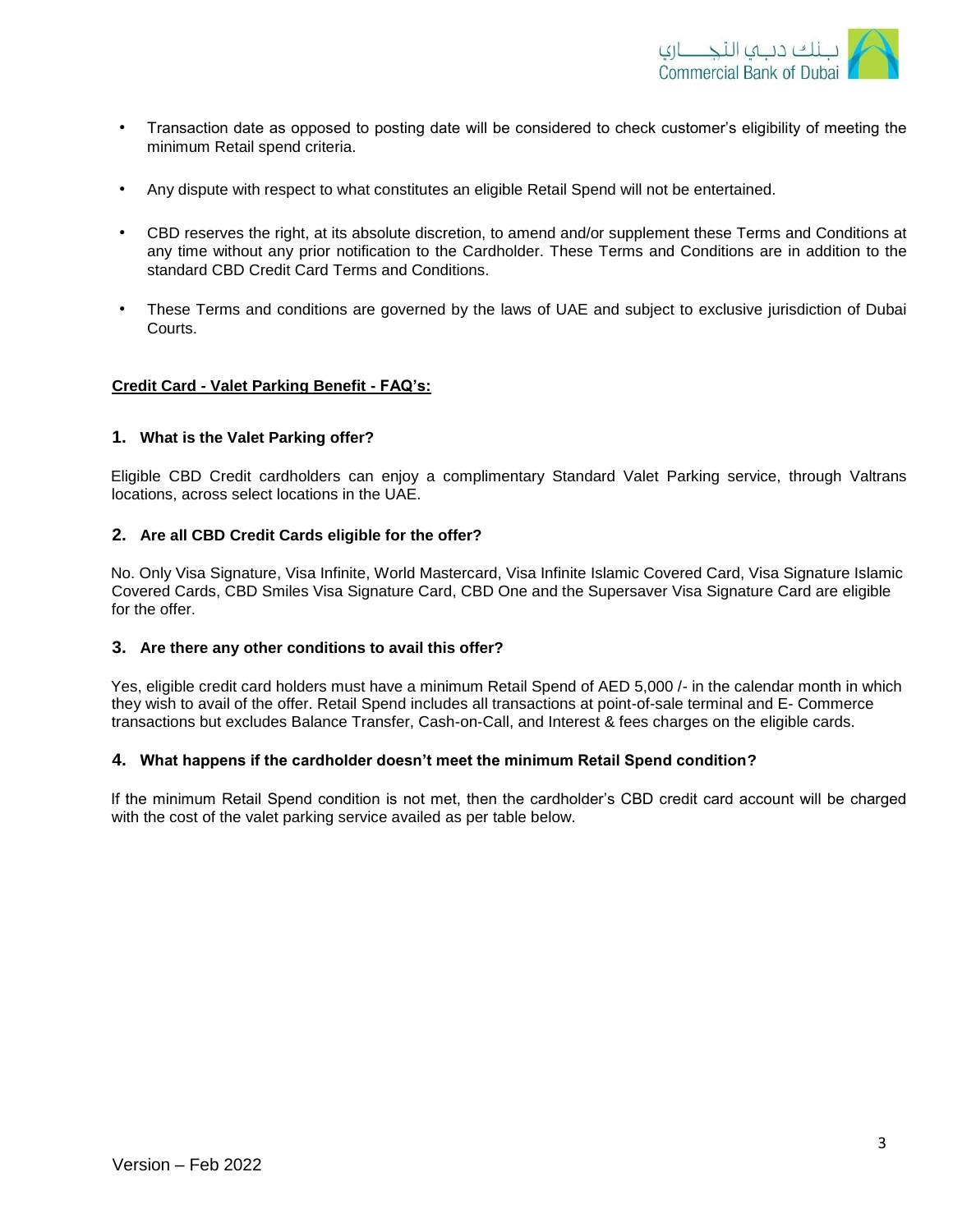- Transaction date as opposed to posting date will be considered to check customer's eligibility of meeting the minimum Retail spend criteria.

- Any dispute with respect to what constitutes an eligible Retail Spend will not be entertained.

- CBD reserves the right, at its absolute discretion, to amend and/or supplement these Terms and Conditions at any time without any prior notification to the Cardholder. These Terms and Conditions are in addition to the standard CBD Credit Card Terms and Conditions.

- These Terms and conditions are governed by the laws of UAE and subject to exclusive jurisdiction of Dubai Courts.

## Credit Card - Valet Parking Benefit - FAQ's:

### 1. What is the Valet Parking offer?

Eligible CBD Credit cardholders can enjoy a complimentary Standard Valet Parking service, through Valtrans locations, across select locations in the UAE.

### 2. Are all CBD Credit Cards eligible for the offer?

No. Only Visa Signature, Visa Infinite, World Mastercard, Visa Infinite Islamic Covered Card, Visa Signature Islamic Covered Cards, CBD Smiles Visa Signature Card, CBD One and the Supersaver Visa Signature Card are eligible for the offer.

### 3. Are there any other conditions to avail this offer?

Yes, eligible credit card holders must have a minimum Retail Spend of AED 5,000 /- in the calendar month in which they wish to avail of the offer. Retail Spend includes all transactions at point-of-sale terminal and E- Commerce transactions but excludes Balance Transfer, Cash-on-Call, and Interest & fees charges on the eligible cards.

### 4. What happens if the cardholder doesn't meet the minimum Retail Spend condition?

If the minimum Retail Spend condition is not met, then the cardholder's CBD credit card account will be charged with the cost of the valet parking service availed as per table below.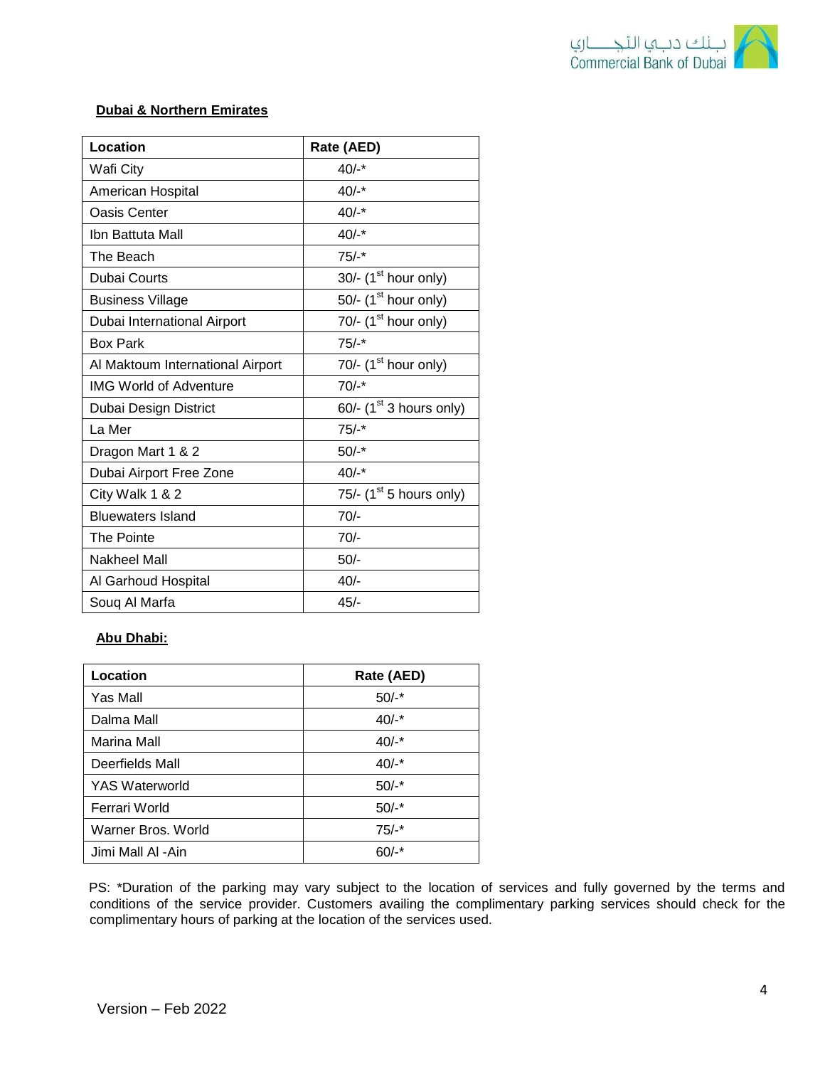**Dubai & Northern Emirates**

| Location | Rate (AED) |
|---|---|
| Wafi City | 40/-* |
| American Hospital | 40/-* |
| Oasis Center | 40/-* |
| Ibn Battuta Mall | 40/-* |
| The Beach | 75/-* |
| Dubai Courts | 30/- (1st hour only) |
| Business Village | 50/- (1st hour only) |
| Dubai International Airport | 70/- (1st hour only) |
| Box Park | 75/-* |
| Al Maktoum International Airport | 70/- (1st hour only) |
| IMG World of Adventure | 70/-* |
| Dubai Design District | 60/- (1st 3 hours only) |
| La Mer | 75/-* |
| Dragon Mart 1 & 2 | 50/-* |
| Dubai Airport Free Zone | 40/-* |
| City Walk 1 & 2 | 75/- (1st 5 hours only) |
| Bluewaters Island | 70/- |
| The Pointe | 70/- |
| Nakheel Mall | 50/- |
| Al Garhoud Hospital | 40/- |
| Souq Al Marfa | 45/- |

**Abu Dhabi:**

| Location | Rate (AED) |
|---|---|
| Yas Mall | 50/-* |
| Dalma Mall | 40/-* |
| Marina Mall | 40/-* |
| Deerfields Mall | 40/-* |
| YAS Waterworld | 50/-* |
| Ferrari World | 50/-* |
| Warner Bros. World | 75/-* |
| Jimi Mall Al -Ain | 60/-* |

PS: *Duration of the parking may vary subject to the location of services and fully governed by the terms and conditions of the service provider. Customers availing the complimentary parking services should check for the complimentary hours of parking at the location of the services used.

Version – Feb 2022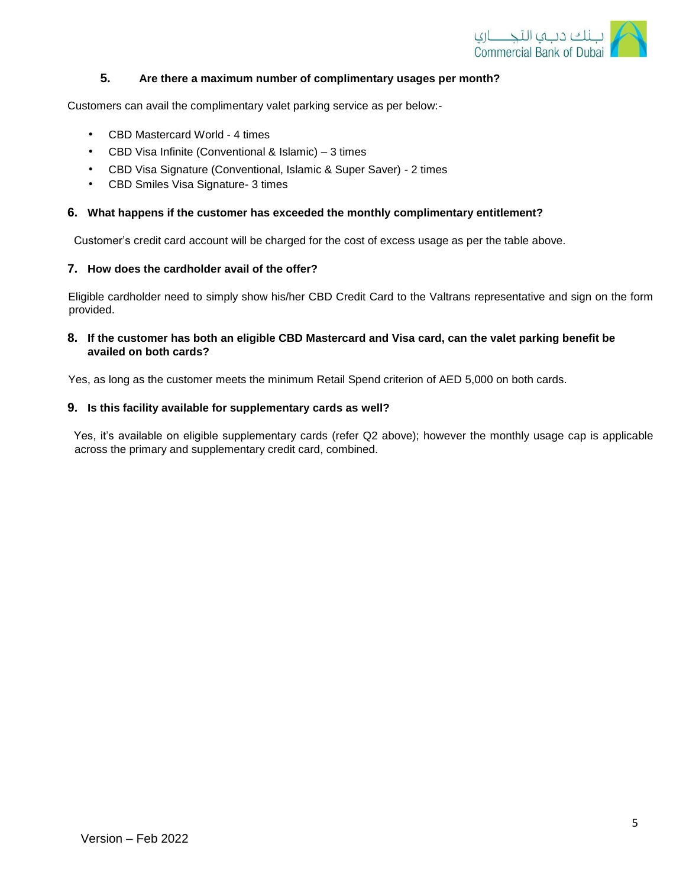### 5. Are there a maximum number of complimentary usages per month?

Customers can avail the complimentary valet parking service as per below:-

- CBD Mastercard World - 4 times
- CBD Visa Infinite (Conventional & Islamic) – 3 times
- CBD Visa Signature (Conventional, Islamic & Super Saver) - 2 times
- CBD Smiles Visa Signature- 3 times

### 6. What happens if the customer has exceeded the monthly complimentary entitlement?

Customer's credit card account will be charged for the cost of excess usage as per the table above.

### 7. How does the cardholder avail of the offer?

Eligible cardholder need to simply show his/her CBD Credit Card to the Valtrans representative and sign on the form provided.

### 8. If the customer has both an eligible CBD Mastercard and Visa card, can the valet parking benefit be availed on both cards?

Yes, as long as the customer meets the minimum Retail Spend criterion of AED 5,000 on both cards.

### 9. Is this facility available for supplementary cards as well?

Yes, it's available on eligible supplementary cards (refer Q2 above); however the monthly usage cap is applicable across the primary and supplementary credit card, combined.

Version – Feb 2022